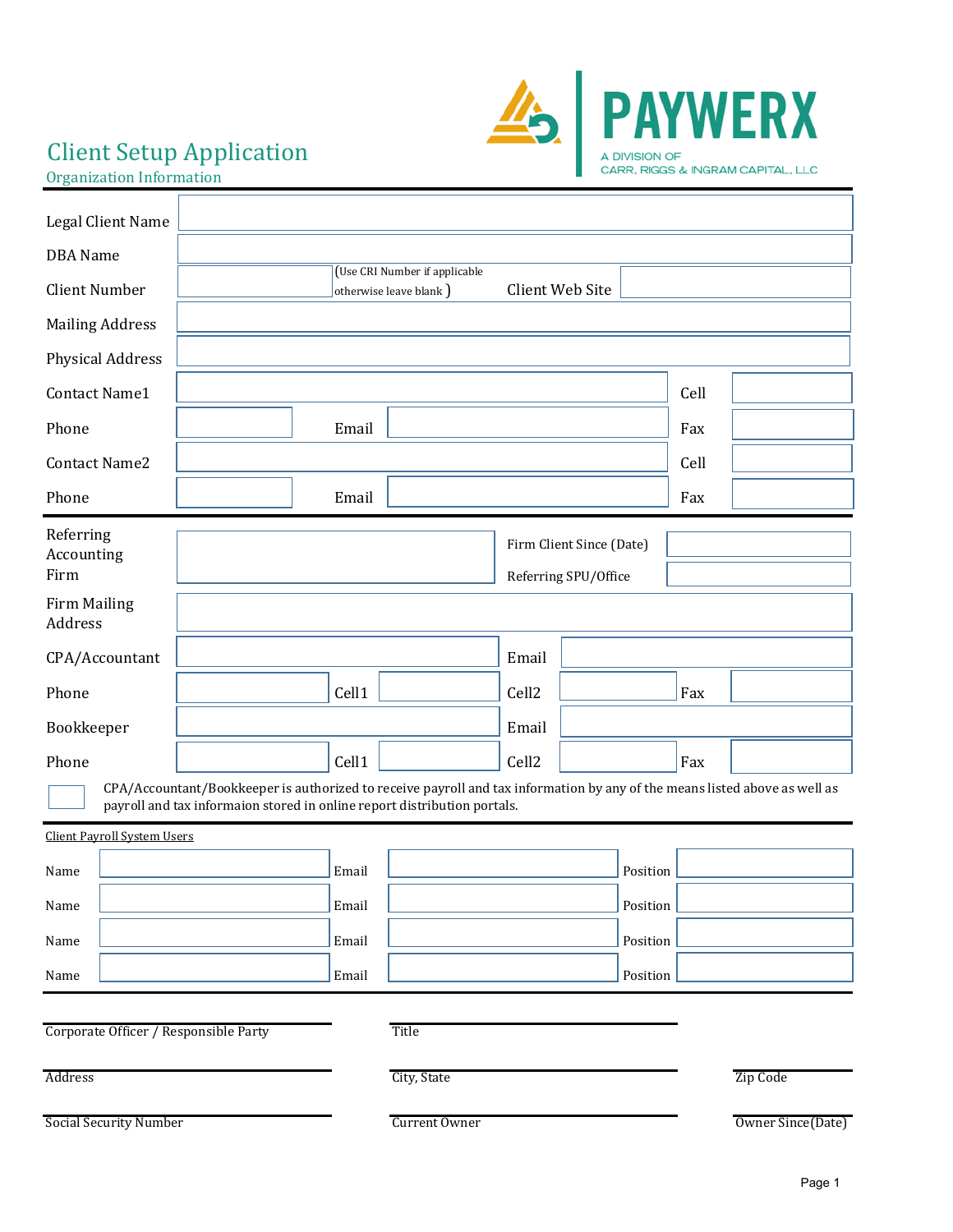PAYWERX
A DIVISION OF
CARR, RIGGS & INGRAM CAPITAL, LLC

# Client Setup Application

## Organization Information

Legal Client Name

DBA Name

Client Number (Use CRI Number if applicable otherwise leave blank ) Client Web Site

Mailing Address

Physical Address

| | | | | | |
|---|---|---|---|---|---|
| Contact Name1 | | | | Cell | |
| Phone | | Email | | Fax | |
| Contact Name2 | | | | Cell | |
| Phone | | Email | | Fax | |

Referring Accounting Firm

Firm Client Since (Date)

Referring SPU/Office

Firm Mailing Address

| | | | | | | | |
|---|---|---|---|---|---|---|---|
| CPA/Accountant | | | | Email | | | |
| Phone | | Cell1 | | Cell2 | | Fax | |
| Bookkeeper | | | | Email | | | |
| Phone | | Cell1 | | Cell2 | | Fax | |

☐ CPA/Accountant/Bookkeeper is authorized to receive payroll and tax information by any of the means listed above as well as payroll and tax informaion stored in online report distribution portals.

Client Payroll System Users

| | | | | | |
|---|---|---|---|---|---|
| Name | | Email | | Position | |
| Name | | Email | | Position | |
| Name | | Email | | Position | |
| Name | | Email | | Position | |

Corporate Officer / Responsible Party

Title

Address

City, State

Zip Code

Social Security Number

Current Owner

Owner Since(Date)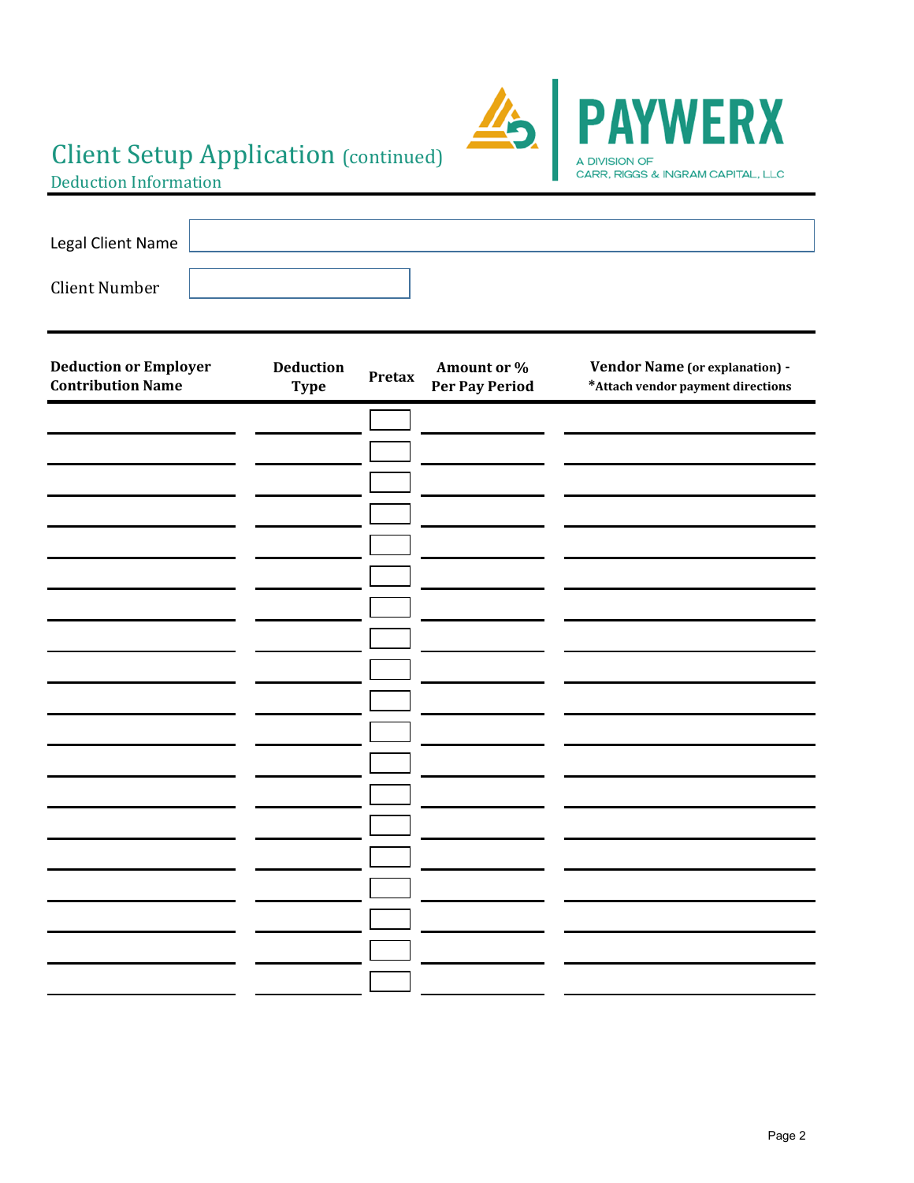# Client Setup Application (continued)

## Deduction Information

PAYWERX
A DIVISION OF
CARR, RIGGS & INGRAM CAPITAL, LLC

Legal Client Name

Client Number

| Deduction or Employer Contribution Name | Deduction Type | Pretax | Amount or % Per Pay Period | Vendor Name (or explanation) - *Attach vendor payment directions |
|---|---|---|---|---|
| | | | | |
| | | | | |
| | | | | |
| | | | | |
| | | | | |
| | | | | |
| | | | | |
| | | | | |
| | | | | |
| | | | | |
| | | | | |
| | | | | |
| | | | | |
| | | | | |
| | | | | |
| | | | | |
| | | | | |
| | | | | |
| | | | | |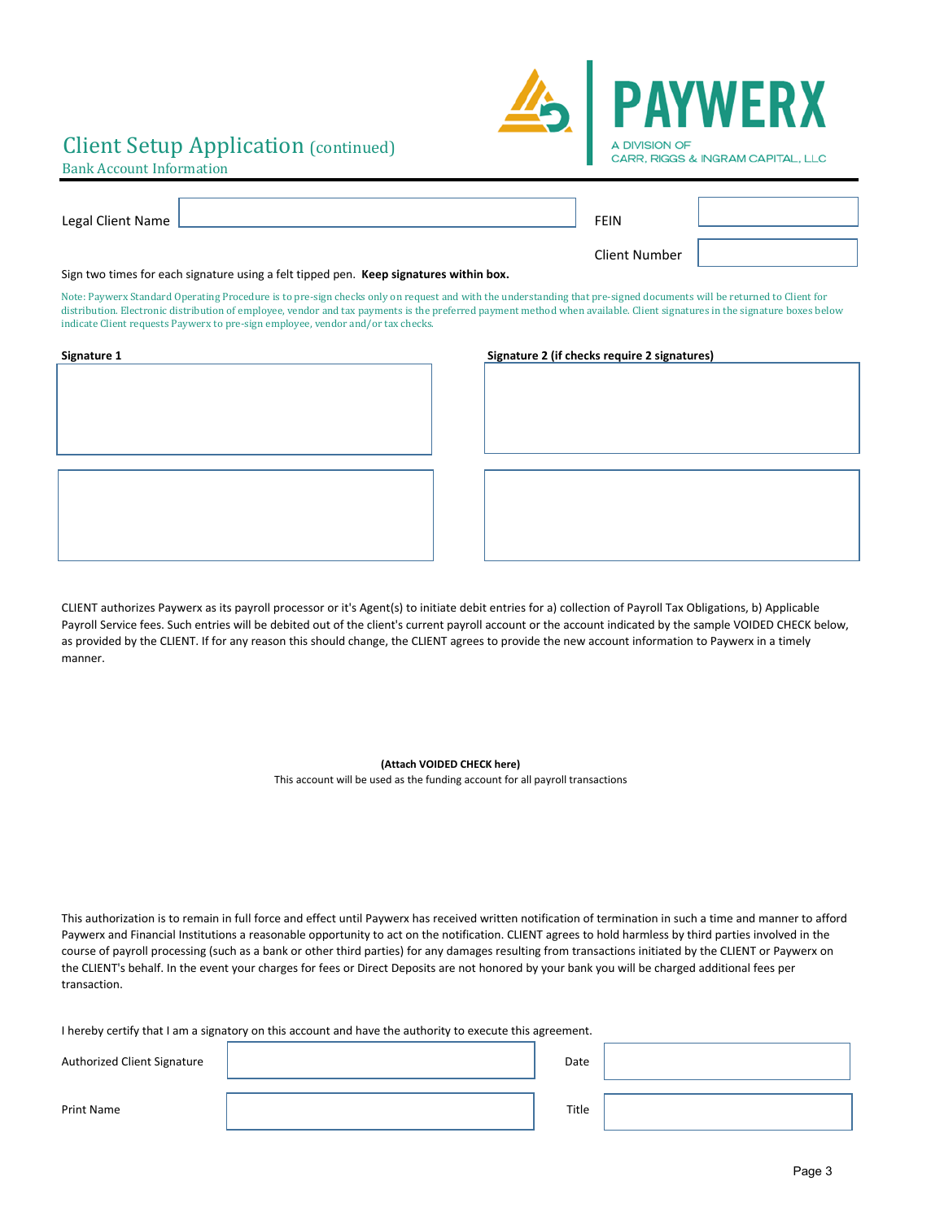# Client Setup Application (continued)

## Bank Account Information

PAYWERX
A DIVISION OF CARR, RIGGS & INGRAM CAPITAL, LLC

| Legal Client Name | | FEIN | |
|---|---|---|---|
| | | Client Number | |

Sign two times for each signature using a felt tipped pen. **Keep signatures within box.**

Note: Paywerx Standard Operating Procedure is to pre-sign checks only on request and with the understanding that pre-signed documents will be returned to Client for distribution. Electronic distribution of employee, vendor and tax payments is the preferred payment method when available. Client signatures in the signature boxes below indicate Client requests Paywerx to pre-sign employee, vendor and/or tax checks.

| **Signature 1** | **Signature 2 (if checks require 2 signatures)** |
|---|---|
| | |
| | |

CLIENT authorizes Paywerx as its payroll processor or it's Agent(s) to initiate debit entries for a) collection of Payroll Tax Obligations, b) Applicable Payroll Service fees. Such entries will be debited out of the client's current payroll account or the account indicated by the sample VOIDED CHECK below, as provided by the CLIENT. If for any reason this should change, the CLIENT agrees to provide the new account information to Paywerx in a timely manner.

**(Attach VOIDED CHECK here)**
This account will be used as the funding account for all payroll transactions

This authorization is to remain in full force and effect until Paywerx has received written notification of termination in such a time and manner to afford Paywerx and Financial Institutions a reasonable opportunity to act on the notification. CLIENT agrees to hold harmless by third parties involved in the course of payroll processing (such as a bank or other third parties) for any damages resulting from transactions initiated by the CLIENT or Paywerx on the CLIENT's behalf. In the event your charges for fees or Direct Deposits are not honored by your bank you will be charged additional fees per transaction.

I hereby certify that I am a signatory on this account and have the authority to execute this agreement.

| Authorized Client Signature | | Date | |
|---|---|---|---|
| Print Name | | Title | |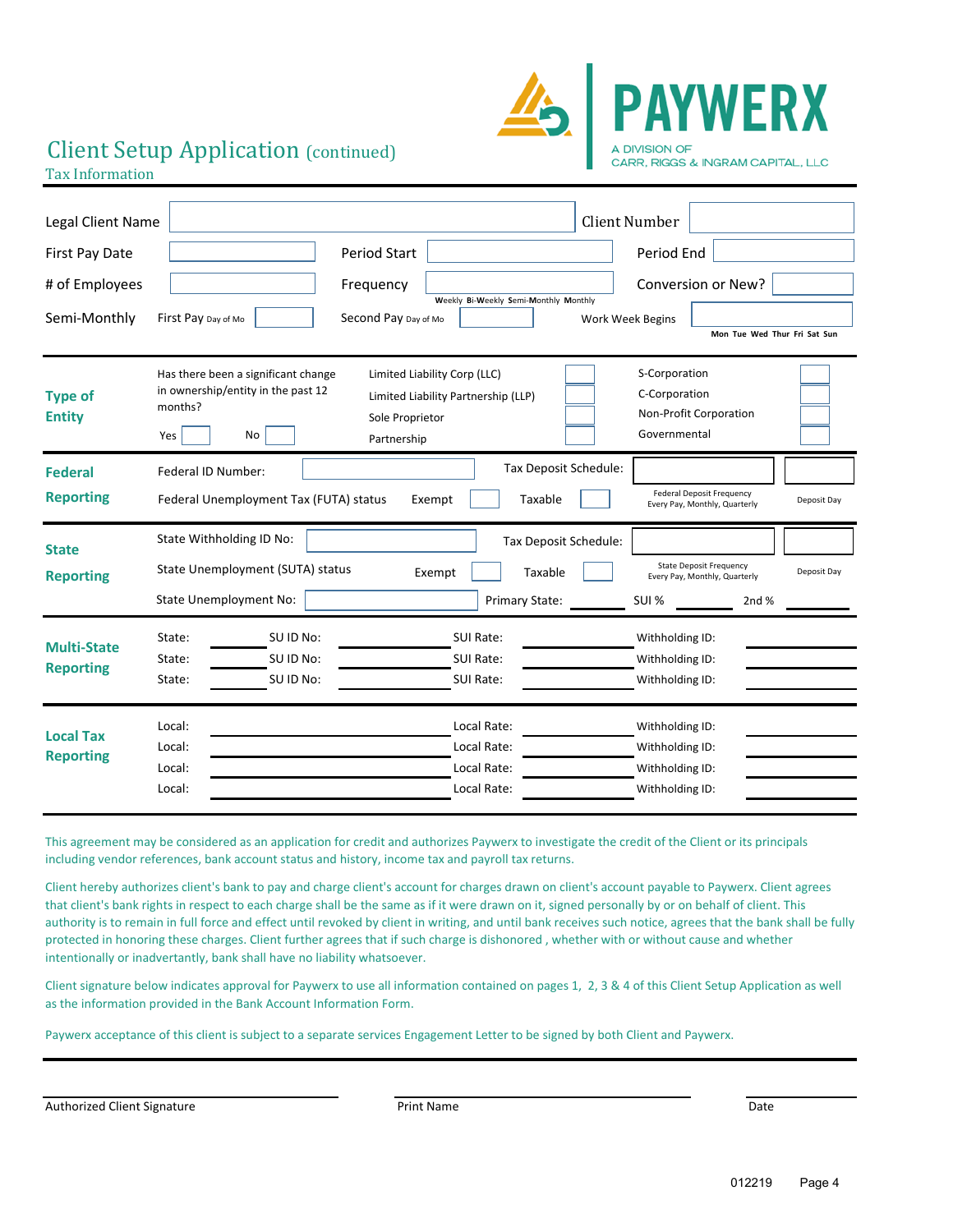# Client Setup Application (continued)

Tax Information

PAYWERX
A DIVISION OF CARR, RIGGS & INGRAM CAPITAL, LLC

Legal Client Name: ____________________ Client Number: __________

First Pay Date: __________ Period Start: __________ Period End: __________

# of Employees: __________ Frequency: __________ (Weekly Bi-Weekly Semi-Monthly Monthly) Conversion or New? __________

Semi-Monthly First Pay Day of Mo __________ Second Pay Day of Mo __________ Work Week Begins __________ (Mon Tue Wed Thur Fri Sat Sun)

## Type of Entity

Has there been a significant change in ownership/entity in the past 12 months?

Yes ☐ No ☐

- Limited Liability Corp (LLC) ☐
- Limited Liability Partnership (LLP) ☐
- Sole Proprietor ☐
- Partnership ☐
- S-Corporation ☐
- C-Corporation ☐
- Non-Profit Corporation ☐
- Governmental ☐

## Federal Reporting

Federal ID Number: __________ Tax Deposit Schedule: __________ (Federal Deposit Frequency: Every Pay, Monthly, Quarterly) __________ (Deposit Day)

Federal Unemployment Tax (FUTA) status Exempt ☐ Taxable ☐

## State Reporting

State Withholding ID No: __________ Tax Deposit Schedule: __________ (State Deposit Frequency: Every Pay, Monthly, Quarterly) __________ (Deposit Day)

State Unemployment (SUTA) status Exempt ☐ Taxable ☐

State Unemployment No: __________ Primary State: __________ SUI % __________ 2nd % __________

## Multi-State Reporting

| | | | |
|---|---|---|---|
| State: | SU ID No: | SUI Rate: | Withholding ID: |
| State: | SU ID No: | SUI Rate: | Withholding ID: |
| State: | SU ID No: | SUI Rate: | Withholding ID: |

## Local Tax Reporting

| | | |
|---|---|---|
| Local: | Local Rate: | Withholding ID: |
| Local: | Local Rate: | Withholding ID: |
| Local: | Local Rate: | Withholding ID: |
| Local: | Local Rate: | Withholding ID: |

This agreement may be considered as an application for credit and authorizes Paywerx to investigate the credit of the Client or its principals including vendor references, bank account status and history, income tax and payroll tax returns.

Client hereby authorizes client's bank to pay and charge client's account for charges drawn on client's account payable to Paywerx. Client agrees that client's bank rights in respect to each charge shall be the same as if it were drawn on it, signed personally by or on behalf of client. This authority is to remain in full force and effect until revoked by client in writing, and until bank receives such notice, agrees that the bank shall be fully protected in honoring these charges. Client further agrees that if such charge is dishonored , whether with or without cause and whether intentionally or inadvertantly, bank shall have no liability whatsoever.

Client signature below indicates approval for Paywerx to use all information contained on pages 1, 2, 3 & 4 of this Client Setup Application as well as the information provided in the Bank Account Information Form.

Paywerx acceptance of this client is subject to a separate services Engagement Letter to be signed by both Client and Paywerx.

Authorized Client Signature ____________________ Print Name ____________________ Date __________

012219